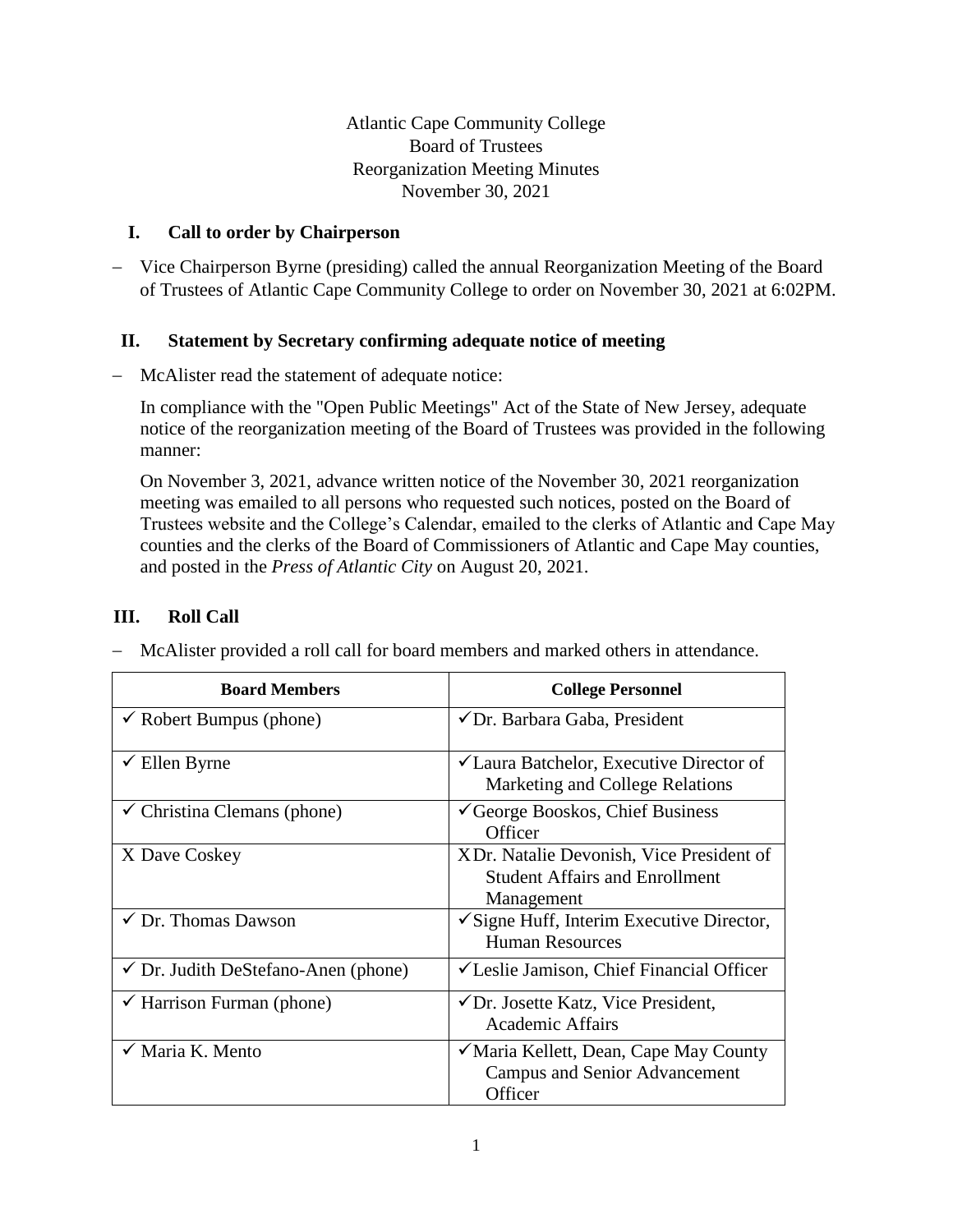Atlantic Cape Community College
Board of Trustees
Reorganization Meeting Minutes
November 30, 2021

## I. Call to order by Chairperson

– Vice Chairperson Byrne (presiding) called the annual Reorganization Meeting of the Board of Trustees of Atlantic Cape Community College to order on November 30, 2021 at 6:02PM.

## II. Statement by Secretary confirming adequate notice of meeting

– McAlister read the statement of adequate notice:

In compliance with the "Open Public Meetings" Act of the State of New Jersey, adequate notice of the reorganization meeting of the Board of Trustees was provided in the following manner:

On November 3, 2021, advance written notice of the November 30, 2021 reorganization meeting was emailed to all persons who requested such notices, posted on the Board of Trustees website and the College's Calendar, emailed to the clerks of Atlantic and Cape May counties and the clerks of the Board of Commissioners of Atlantic and Cape May counties, and posted in the *Press of Atlantic City* on August 20, 2021.

## III. Roll Call

– McAlister provided a roll call for board members and marked others in attendance.

| Board Members | College Personnel |
|---|---|
| ✓ Robert Bumpus (phone) | ✓Dr. Barbara Gaba, President |
| ✓ Ellen Byrne | ✓Laura Batchelor, Executive Director of Marketing and College Relations |
| ✓ Christina Clemans (phone) | ✓George Booskos, Chief Business Officer |
| X Dave Coskey | X Dr. Natalie Devonish, Vice President of Student Affairs and Enrollment Management |
| ✓ Dr. Thomas Dawson | ✓Signe Huff, Interim Executive Director, Human Resources |
| ✓ Dr. Judith DeStefano-Anen (phone) | ✓Leslie Jamison, Chief Financial Officer |
| ✓ Harrison Furman (phone) | ✓Dr. Josette Katz, Vice President, Academic Affairs |
| ✓ Maria K. Mento | ✓Maria Kellett, Dean, Cape May County Campus and Senior Advancement Officer |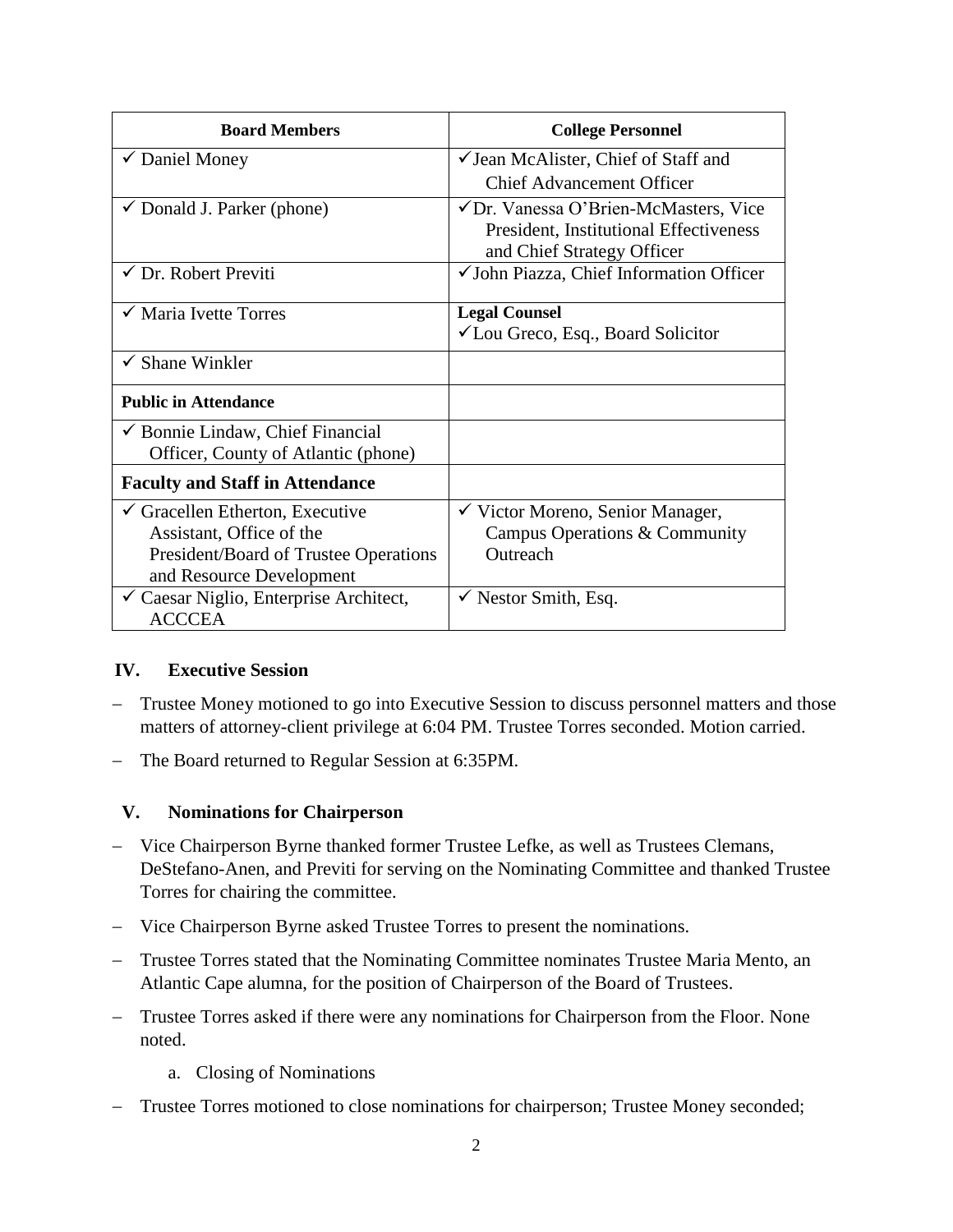| Board Members | College Personnel |
| --- | --- |
| ✓ Daniel Money | ✓Jean McAlister, Chief of Staff and Chief Advancement Officer |
| ✓ Donald J. Parker (phone) | ✓Dr. Vanessa O'Brien-McMasters, Vice President, Institutional Effectiveness and Chief Strategy Officer |
| ✓ Dr. Robert Previti | ✓John Piazza, Chief Information Officer |
| ✓ Maria Ivette Torres | **Legal Counsel** ✓Lou Greco, Esq., Board Solicitor |
| ✓ Shane Winkler | |
| **Public in Attendance** | |
| ✓ Bonnie Lindaw, Chief Financial Officer, County of Atlantic (phone) | |
| **Faculty and Staff in Attendance** | |
| ✓ Gracellen Etherton, Executive Assistant, Office of the President/Board of Trustee Operations and Resource Development | ✓ Victor Moreno, Senior Manager, Campus Operations & Community Outreach |
| ✓ Caesar Niglio, Enterprise Architect, ACCCEA | ✓ Nestor Smith, Esq. |

## IV. Executive Session

- Trustee Money motioned to go into Executive Session to discuss personnel matters and those matters of attorney-client privilege at 6:04 PM. Trustee Torres seconded. Motion carried.
- The Board returned to Regular Session at 6:35PM.

## V. Nominations for Chairperson

- Vice Chairperson Byrne thanked former Trustee Lefke, as well as Trustees Clemans, DeStefano-Anen, and Previti for serving on the Nominating Committee and thanked Trustee Torres for chairing the committee.
- Vice Chairperson Byrne asked Trustee Torres to present the nominations.
- Trustee Torres stated that the Nominating Committee nominates Trustee Maria Mento, an Atlantic Cape alumna, for the position of Chairperson of the Board of Trustees.
- Trustee Torres asked if there were any nominations for Chairperson from the Floor. None noted.
  a. Closing of Nominations
- Trustee Torres motioned to close nominations for chairperson; Trustee Money seconded;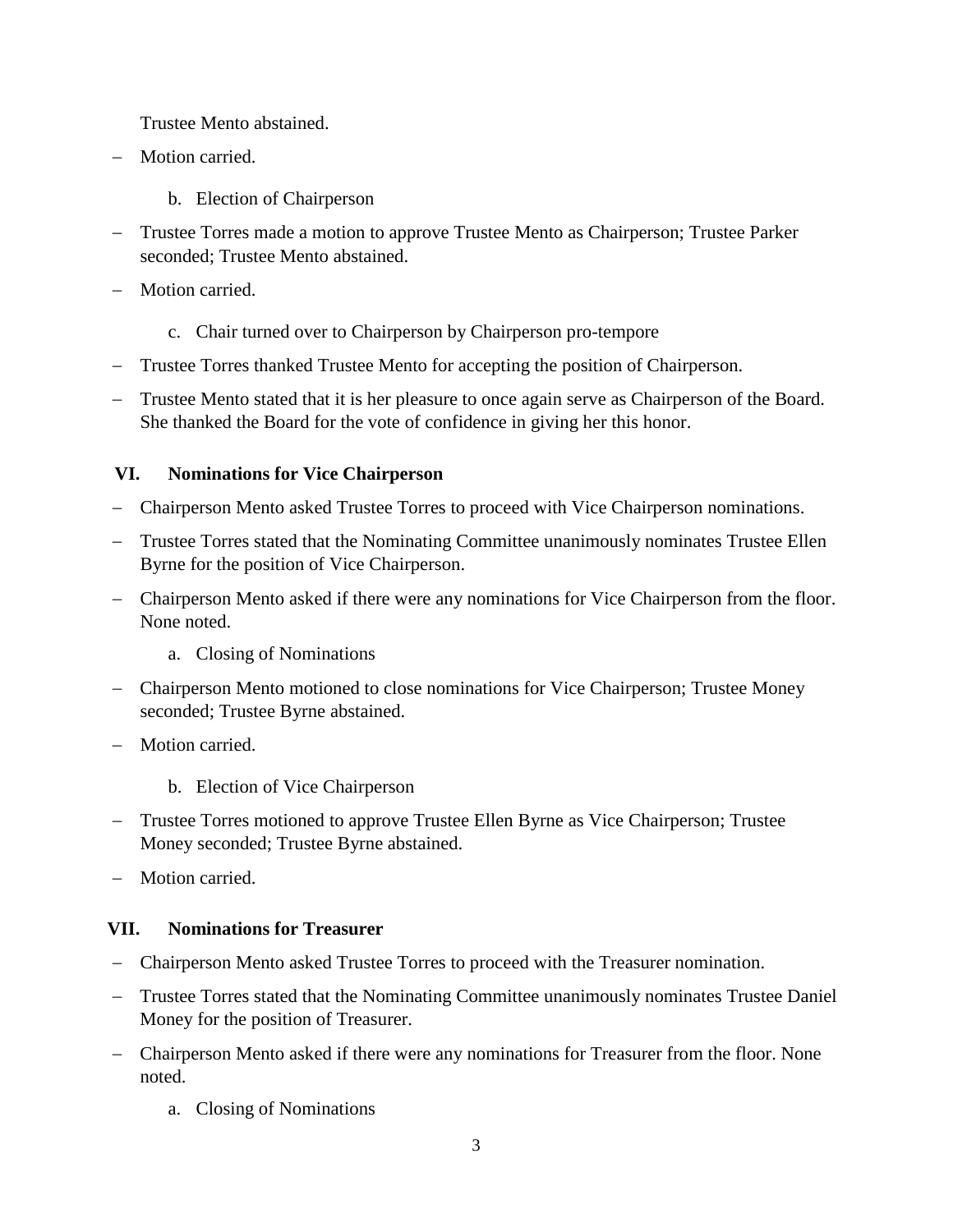Trustee Mento abstained.

- Motion carried.

  b. Election of Chairperson

- Trustee Torres made a motion to approve Trustee Mento as Chairperson; Trustee Parker seconded; Trustee Mento abstained.
- Motion carried.

  c. Chair turned over to Chairperson by Chairperson pro-tempore

- Trustee Torres thanked Trustee Mento for accepting the position of Chairperson.
- Trustee Mento stated that it is her pleasure to once again serve as Chairperson of the Board. She thanked the Board for the vote of confidence in giving her this honor.

## VI. Nominations for Vice Chairperson

- Chairperson Mento asked Trustee Torres to proceed with Vice Chairperson nominations.
- Trustee Torres stated that the Nominating Committee unanimously nominates Trustee Ellen Byrne for the position of Vice Chairperson.
- Chairperson Mento asked if there were any nominations for Vice Chairperson from the floor. None noted.

  a. Closing of Nominations

- Chairperson Mento motioned to close nominations for Vice Chairperson; Trustee Money seconded; Trustee Byrne abstained.
- Motion carried.

  b. Election of Vice Chairperson

- Trustee Torres motioned to approve Trustee Ellen Byrne as Vice Chairperson; Trustee Money seconded; Trustee Byrne abstained.
- Motion carried.

## VII. Nominations for Treasurer

- Chairperson Mento asked Trustee Torres to proceed with the Treasurer nomination.
- Trustee Torres stated that the Nominating Committee unanimously nominates Trustee Daniel Money for the position of Treasurer.
- Chairperson Mento asked if there were any nominations for Treasurer from the floor. None noted.

  a. Closing of Nominations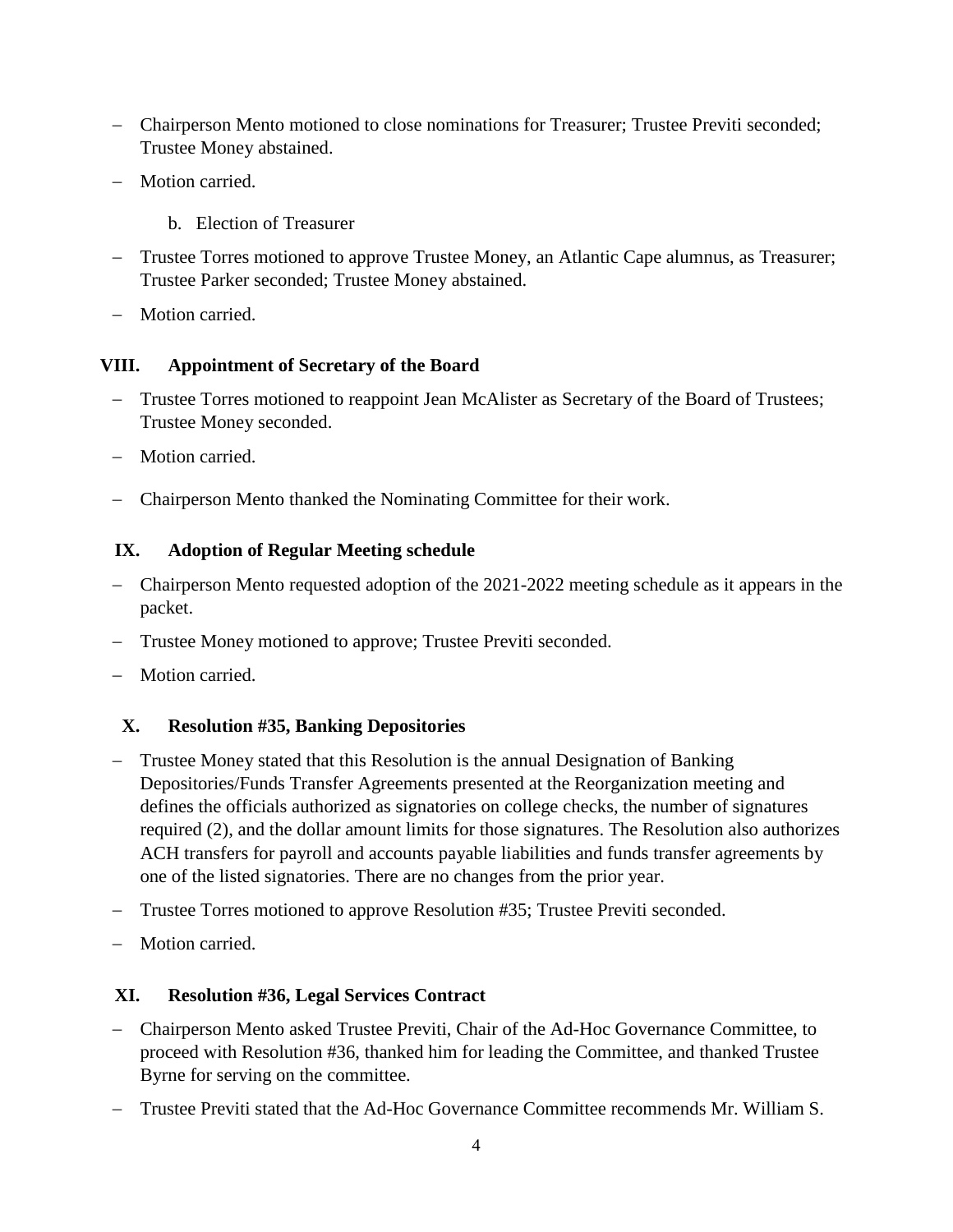- Chairperson Mento motioned to close nominations for Treasurer; Trustee Previti seconded; Trustee Money abstained.
- Motion carried.

    b. Election of Treasurer

- Trustee Torres motioned to approve Trustee Money, an Atlantic Cape alumnus, as Treasurer; Trustee Parker seconded; Trustee Money abstained.
- Motion carried.

## VIII. Appointment of Secretary of the Board

- Trustee Torres motioned to reappoint Jean McAlister as Secretary of the Board of Trustees; Trustee Money seconded.
- Motion carried.
- Chairperson Mento thanked the Nominating Committee for their work.

## IX. Adoption of Regular Meeting schedule

- Chairperson Mento requested adoption of the 2021-2022 meeting schedule as it appears in the packet.
- Trustee Money motioned to approve; Trustee Previti seconded.
- Motion carried.

## X. Resolution #35, Banking Depositories

- Trustee Money stated that this Resolution is the annual Designation of Banking Depositories/Funds Transfer Agreements presented at the Reorganization meeting and defines the officials authorized as signatories on college checks, the number of signatures required (2), and the dollar amount limits for those signatures. The Resolution also authorizes ACH transfers for payroll and accounts payable liabilities and funds transfer agreements by one of the listed signatories. There are no changes from the prior year.
- Trustee Torres motioned to approve Resolution #35; Trustee Previti seconded.
- Motion carried.

## XI. Resolution #36, Legal Services Contract

- Chairperson Mento asked Trustee Previti, Chair of the Ad-Hoc Governance Committee, to proceed with Resolution #36, thanked him for leading the Committee, and thanked Trustee Byrne for serving on the committee.
- Trustee Previti stated that the Ad-Hoc Governance Committee recommends Mr. William S.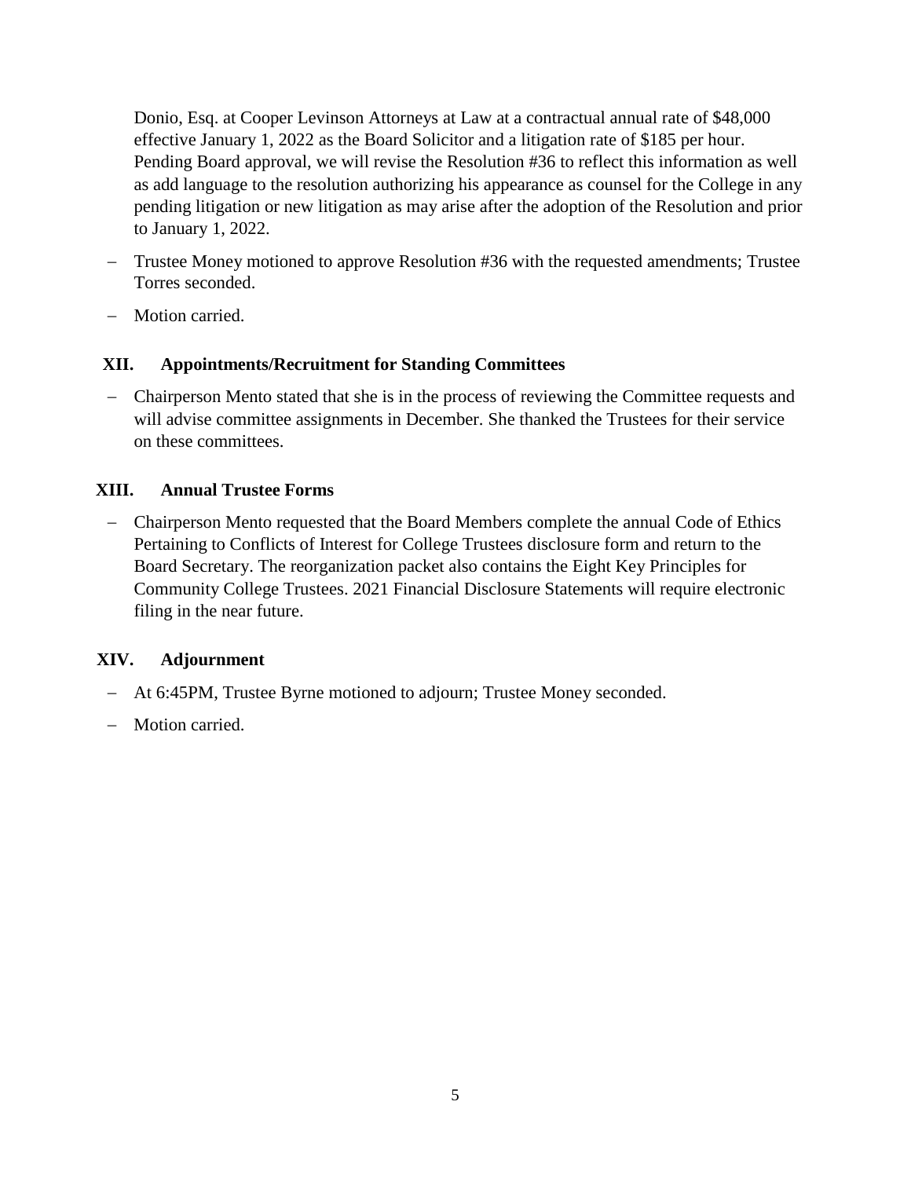Donio, Esq. at Cooper Levinson Attorneys at Law at a contractual annual rate of $48,000 effective January 1, 2022 as the Board Solicitor and a litigation rate of $185 per hour. Pending Board approval, we will revise the Resolution #36 to reflect this information as well as add language to the resolution authorizing his appearance as counsel for the College in any pending litigation or new litigation as may arise after the adoption of the Resolution and prior to January 1, 2022.

- Trustee Money motioned to approve Resolution #36 with the requested amendments; Trustee Torres seconded.
- Motion carried.

## XII. Appointments/Recruitment for Standing Committees

- Chairperson Mento stated that she is in the process of reviewing the Committee requests and will advise committee assignments in December. She thanked the Trustees for their service on these committees.

## XIII. Annual Trustee Forms

- Chairperson Mento requested that the Board Members complete the annual Code of Ethics Pertaining to Conflicts of Interest for College Trustees disclosure form and return to the Board Secretary. The reorganization packet also contains the Eight Key Principles for Community College Trustees. 2021 Financial Disclosure Statements will require electronic filing in the near future.

## XIV. Adjournment

- At 6:45PM, Trustee Byrne motioned to adjourn; Trustee Money seconded.
- Motion carried.